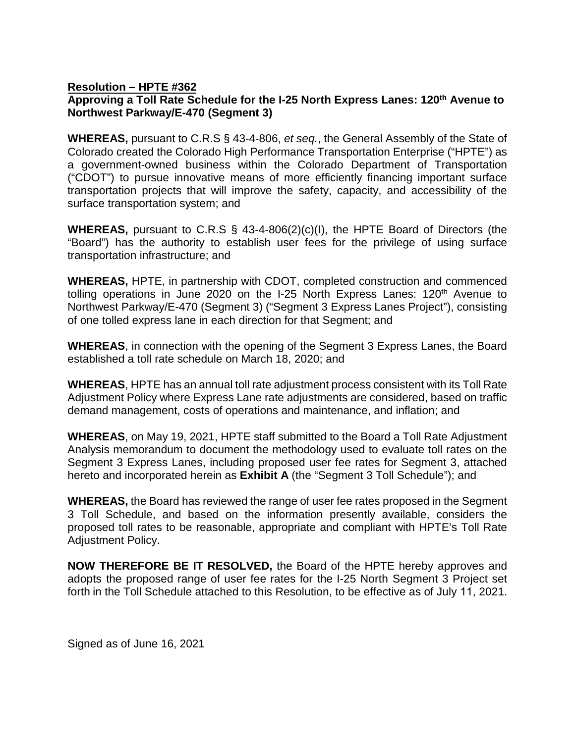**Resolution – HPTE #362**

**Approving a Toll Rate Schedule for the I-25 North Express Lanes: 120th Avenue to Northwest Parkway/E-470 (Segment 3)**

**WHEREAS,** pursuant to C.R.S § 43-4-806, *et seq.*, the General Assembly of the State of Colorado created the Colorado High Performance Transportation Enterprise ("HPTE") as a government-owned business within the Colorado Department of Transportation ("CDOT") to pursue innovative means of more efficiently financing important surface transportation projects that will improve the safety, capacity, and accessibility of the surface transportation system; and

**WHEREAS,** pursuant to C.R.S § 43-4-806(2)(c)(I), the HPTE Board of Directors (the "Board") has the authority to establish user fees for the privilege of using surface transportation infrastructure; and

**WHEREAS,** HPTE, in partnership with CDOT, completed construction and commenced tolling operations in June 2020 on the I-25 North Express Lanes: 120th Avenue to Northwest Parkway/E-470 (Segment 3) ("Segment 3 Express Lanes Project"), consisting of one tolled express lane in each direction for that Segment; and

**WHEREAS**, in connection with the opening of the Segment 3 Express Lanes, the Board established a toll rate schedule on March 18, 2020; and

**WHEREAS**, HPTE has an annual toll rate adjustment process consistent with its Toll Rate Adjustment Policy where Express Lane rate adjustments are considered, based on traffic demand management, costs of operations and maintenance, and inflation; and

**WHEREAS**, on May 19, 2021, HPTE staff submitted to the Board a Toll Rate Adjustment Analysis memorandum to document the methodology used to evaluate toll rates on the Segment 3 Express Lanes, including proposed user fee rates for Segment 3, attached hereto and incorporated herein as **Exhibit A** (the "Segment 3 Toll Schedule"); and

**WHEREAS,** the Board has reviewed the range of user fee rates proposed in the Segment 3 Toll Schedule, and based on the information presently available, considers the proposed toll rates to be reasonable, appropriate and compliant with HPTE's Toll Rate Adjustment Policy.

**NOW THEREFORE BE IT RESOLVED,** the Board of the HPTE hereby approves and adopts the proposed range of user fee rates for the I-25 North Segment 3 Project set forth in the Toll Schedule attached to this Resolution, to be effective as of July 11, 2021.

Signed as of June 16, 2021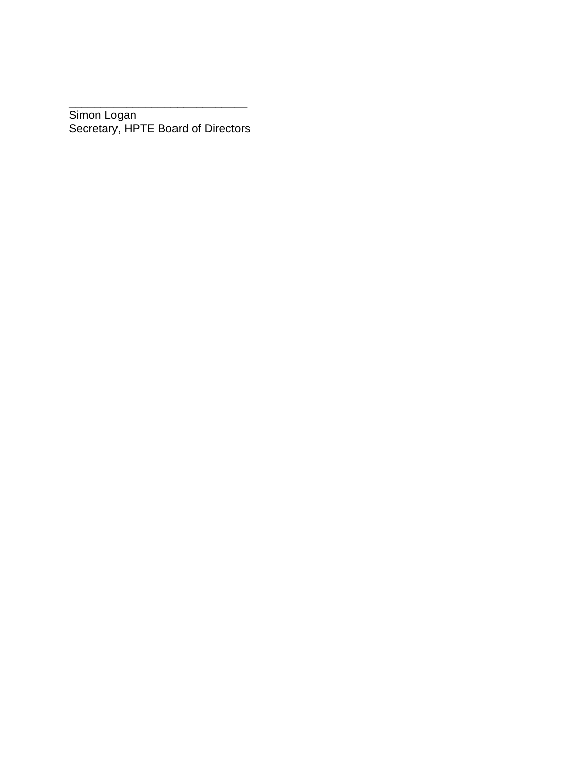_____________________________
Simon Logan
Secretary, HPTE Board of Directors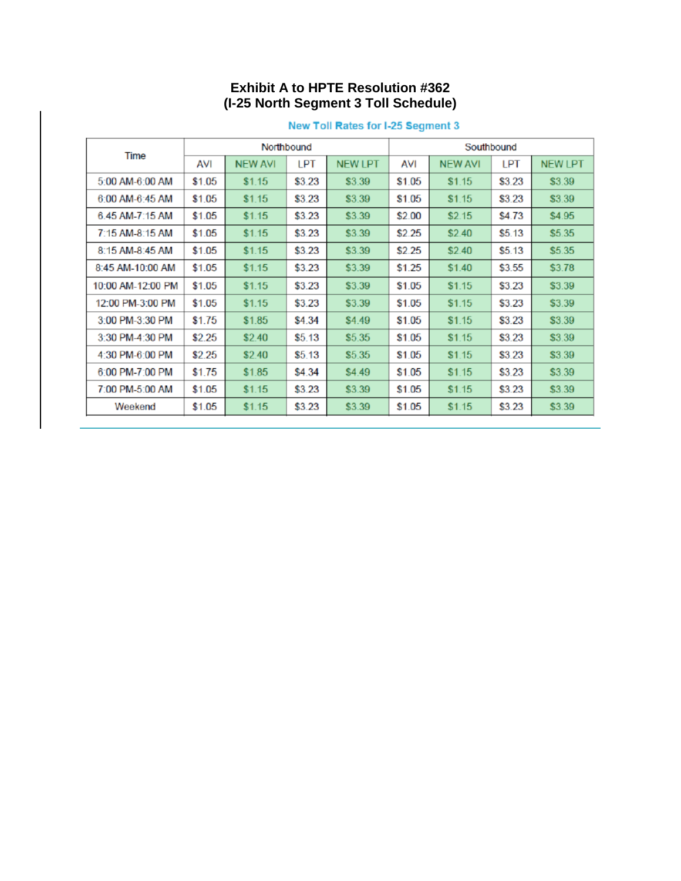**Exhibit A to HPTE Resolution #362**
**(I-25 North Segment 3 Toll Schedule)**

New Toll Rates for I-25 Segment 3

| Time | Northbound | | | | Southbound | | | |
|---|---|---|---|---|---|---|---|---|
| | AVI | NEW AVI | LPT | NEW LPT | AVI | NEW AVI | LPT | NEW LPT |
| 5:00 AM-6:00 AM | $1.05 | $1.15 | $3.23 | $3.39 | $1.05 | $1.15 | $3.23 | $3.39 |
| 6:00 AM-6:45 AM | $1.05 | $1.15 | $3.23 | $3.39 | $1.05 | $1.15 | $3.23 | $3.39 |
| 6:45 AM-7:15 AM | $1.05 | $1.15 | $3.23 | $3.39 | $2.00 | $2.15 | $4.73 | $4.95 |
| 7:15 AM-8:15 AM | $1.05 | $1.15 | $3.23 | $3.39 | $2.25 | $2.40 | $5.13 | $5.35 |
| 8:15 AM-8:45 AM | $1.05 | $1.15 | $3.23 | $3.39 | $2.25 | $2.40 | $5.13 | $5.35 |
| 8:45 AM-10:00 AM | $1.05 | $1.15 | $3.23 | $3.39 | $1.25 | $1.40 | $3.55 | $3.78 |
| 10:00 AM-12:00 PM | $1.05 | $1.15 | $3.23 | $3.39 | $1.05 | $1.15 | $3.23 | $3.39 |
| 12:00 PM-3:00 PM | $1.05 | $1.15 | $3.23 | $3.39 | $1.05 | $1.15 | $3.23 | $3.39 |
| 3:00 PM-3:30 PM | $1.75 | $1.85 | $4.34 | $4.49 | $1.05 | $1.15 | $3.23 | $3.39 |
| 3:30 PM-4:30 PM | $2.25 | $2.40 | $5.13 | $5.35 | $1.05 | $1.15 | $3.23 | $3.39 |
| 4:30 PM-6:00 PM | $2.25 | $2.40 | $5.13 | $5.35 | $1.05 | $1.15 | $3.23 | $3.39 |
| 6:00 PM-7:00 PM | $1.75 | $1.85 | $4.34 | $4.49 | $1.05 | $1.15 | $3.23 | $3.39 |
| 7:00 PM-5:00 AM | $1.05 | $1.15 | $3.23 | $3.39 | $1.05 | $1.15 | $3.23 | $3.39 |
| Weekend | $1.05 | $1.15 | $3.23 | $3.39 | $1.05 | $1.15 | $3.23 | $3.39 |